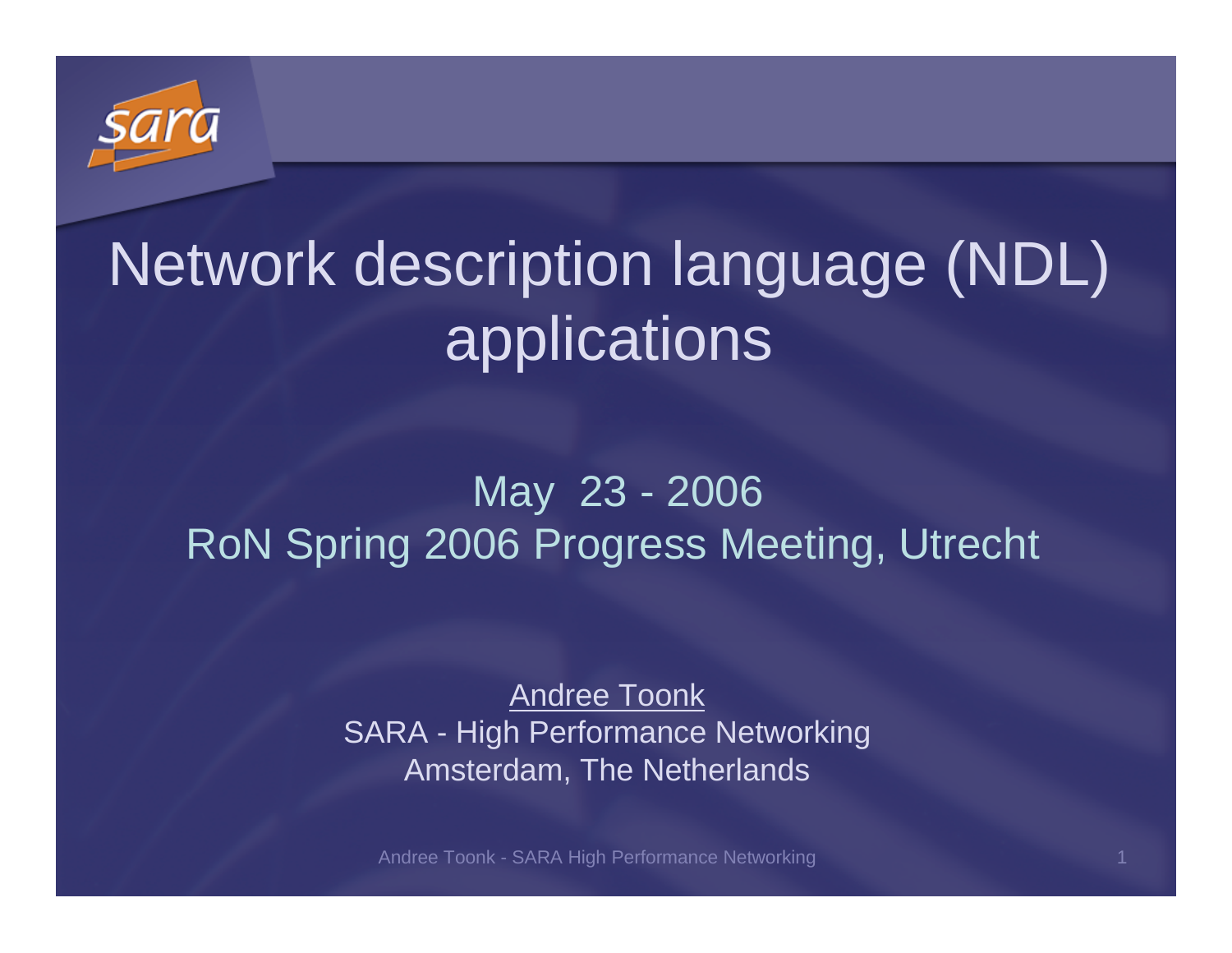# Network description language (NDL) applications

May 23 - 2006
RoN Spring 2006 Progress Meeting, Utrecht

Andree Toonk
SARA - High Performance Networking
Amsterdam, The Netherlands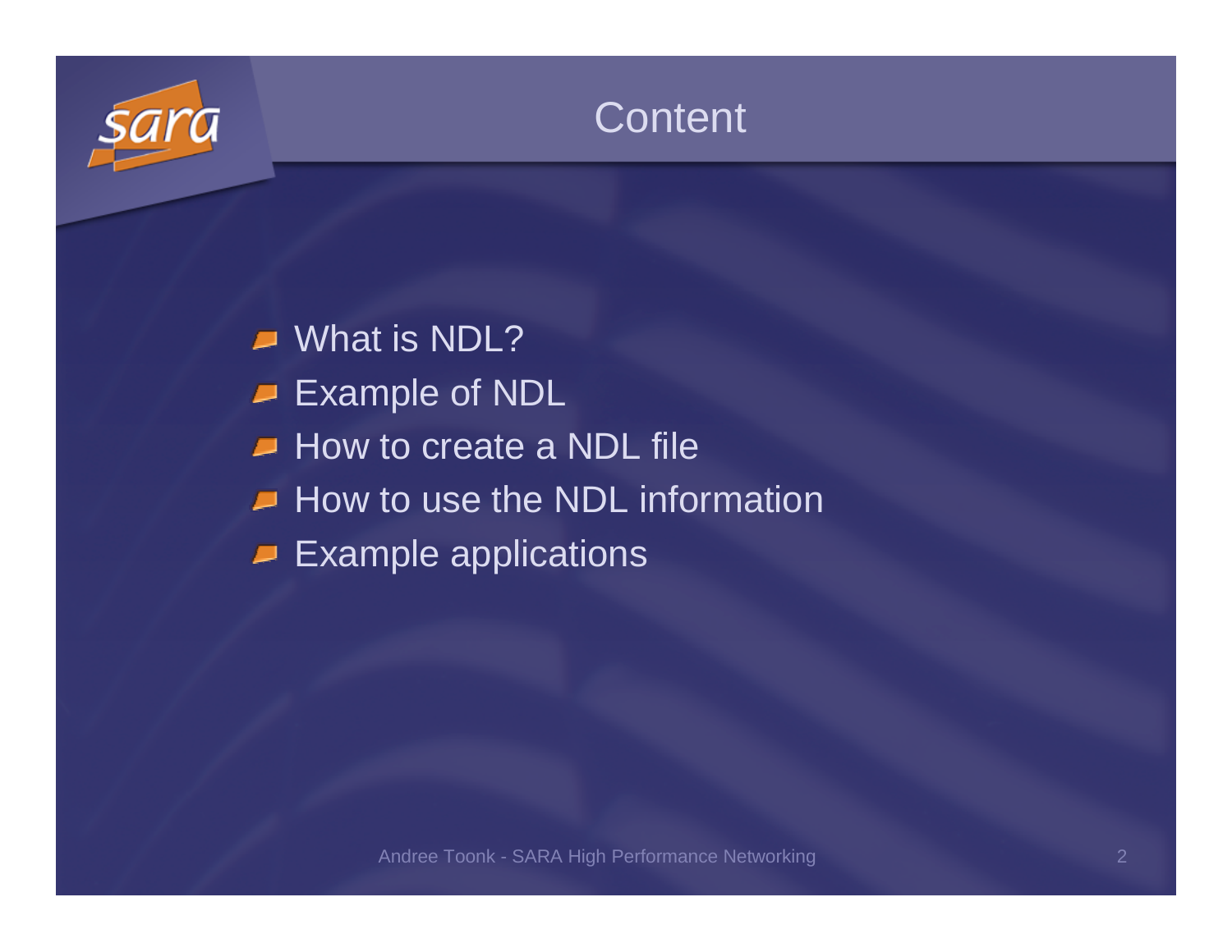# Content

- What is NDL?
- Example of NDL
- How to create a NDL file
- How to use the NDL information
- Example applications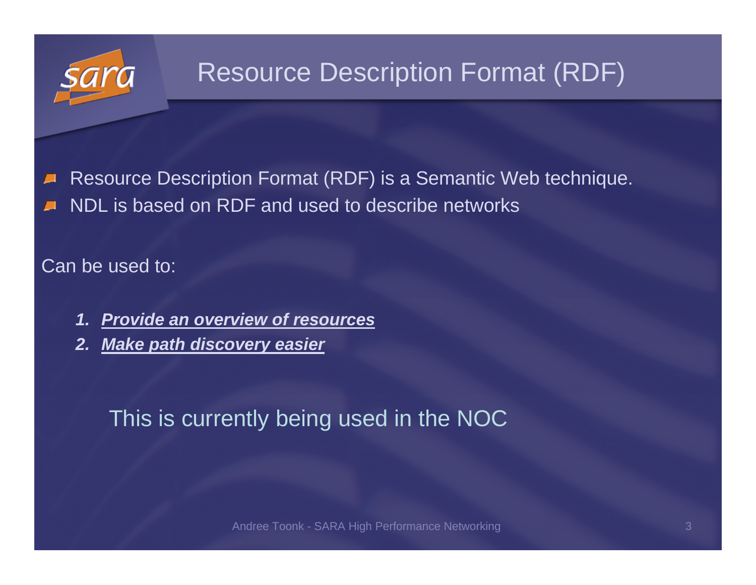# Resource Description Format (RDF)

- Resource Description Format (RDF) is a Semantic Web technique.
- NDL is based on RDF and used to describe networks

Can be used to:

1. ***Provide an overview of resources***
2. ***Make path discovery easier***

This is currently being used in the NOC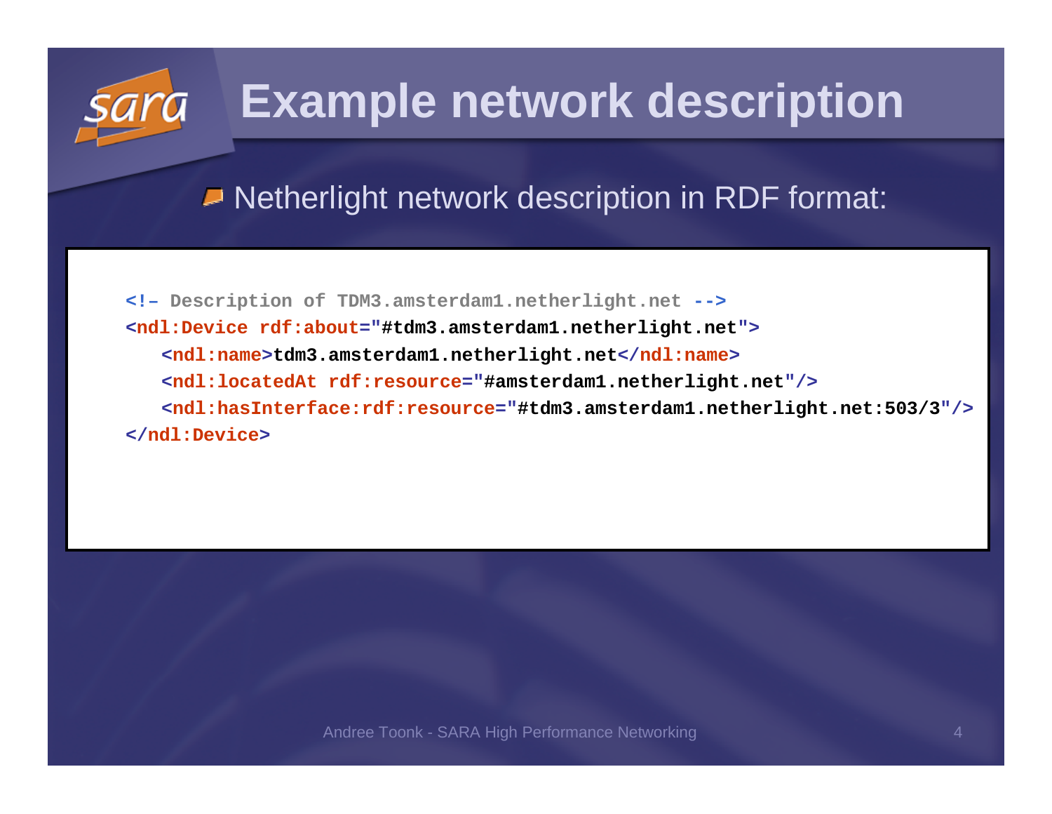# Example network description

- Netherlight network description in RDF format:

```
<!– Description of TDM3.amsterdam1.netherlight.net -->
<ndl:Device rdf:about="#tdm3.amsterdam1.netherlight.net">
   <ndl:name>tdm3.amsterdam1.netherlight.net</ndl:name>
   <ndl:locatedAt rdf:resource="#amsterdam1.netherlight.net"/>
   <ndl:hasInterface:rdf:resource="#tdm3.amsterdam1.netherlight.net:503/3"/>
</ndl:Device>
```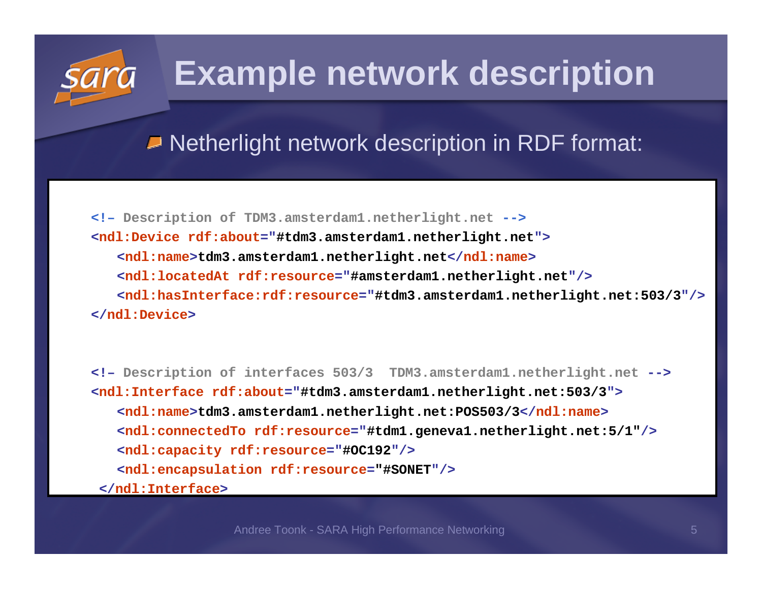# Example network description

- Netherlight network description in RDF format:

```
<!– Description of TDM3.amsterdam1.netherlight.net -->
<ndl:Device rdf:about="#tdm3.amsterdam1.netherlight.net">
   <ndl:name>tdm3.amsterdam1.netherlight.net</ndl:name>
   <ndl:locatedAt rdf:resource="#amsterdam1.netherlight.net"/>
   <ndl:hasInterface:rdf:resource="#tdm3.amsterdam1.netherlight.net:503/3"/>
</ndl:Device>


<!– Description of interfaces 503/3  TDM3.amsterdam1.netherlight.net -->
<ndl:Interface rdf:about="#tdm3.amsterdam1.netherlight.net:503/3">
   <ndl:name>tdm3.amsterdam1.netherlight.net:POS503/3</ndl:name>
   <ndl:connectedTo rdf:resource="#tdm1.geneva1.netherlight.net:5/1"/>
   <ndl:capacity rdf:resource="#OC192"/>
   <ndl:encapsulation rdf:resource="#SONET"/>
 </ndl:Interface>
```

Andree Toonk - SARA High Performance Networking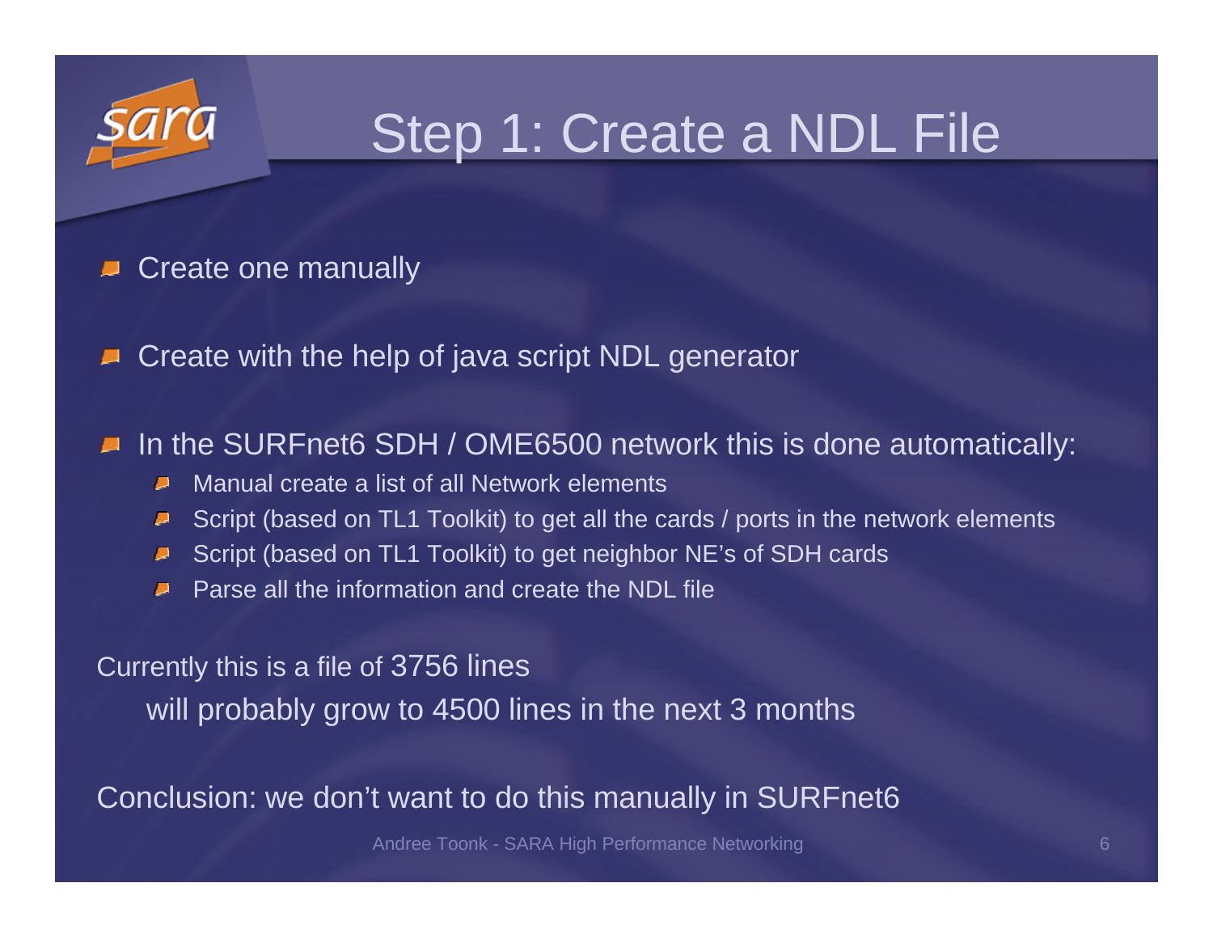# Step 1: Create a NDL File

- Create one manually
- Create with the help of java script NDL generator
- In the SURFnet6 SDH / OME6500 network this is done automatically:
  - Manual create a list of all Network elements
  - Script (based on TL1 Toolkit) to get all the cards / ports in the network elements
  - Script (based on TL1 Toolkit) to get neighbor NE's of SDH cards
  - Parse all the information and create the NDL file

Currently this is a file of 3756 lines
  will probably grow to 4500 lines in the next 3 months

Conclusion: we don't want to do this manually in SURFnet6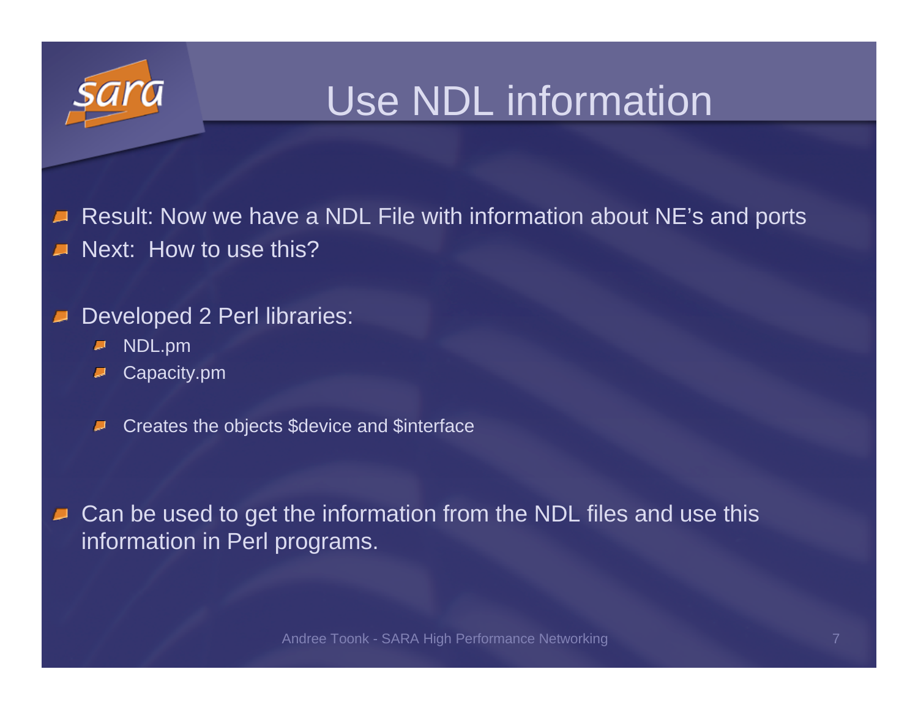# Use NDL information

- Result: Now we have a NDL File with information about NE's and ports
- Next:  How to use this?

- Developed 2 Perl libraries:
  - NDL.pm
  - Capacity.pm

  - Creates the objects $device and $interface

- Can be used to get the information from the NDL files and use this information in Perl programs.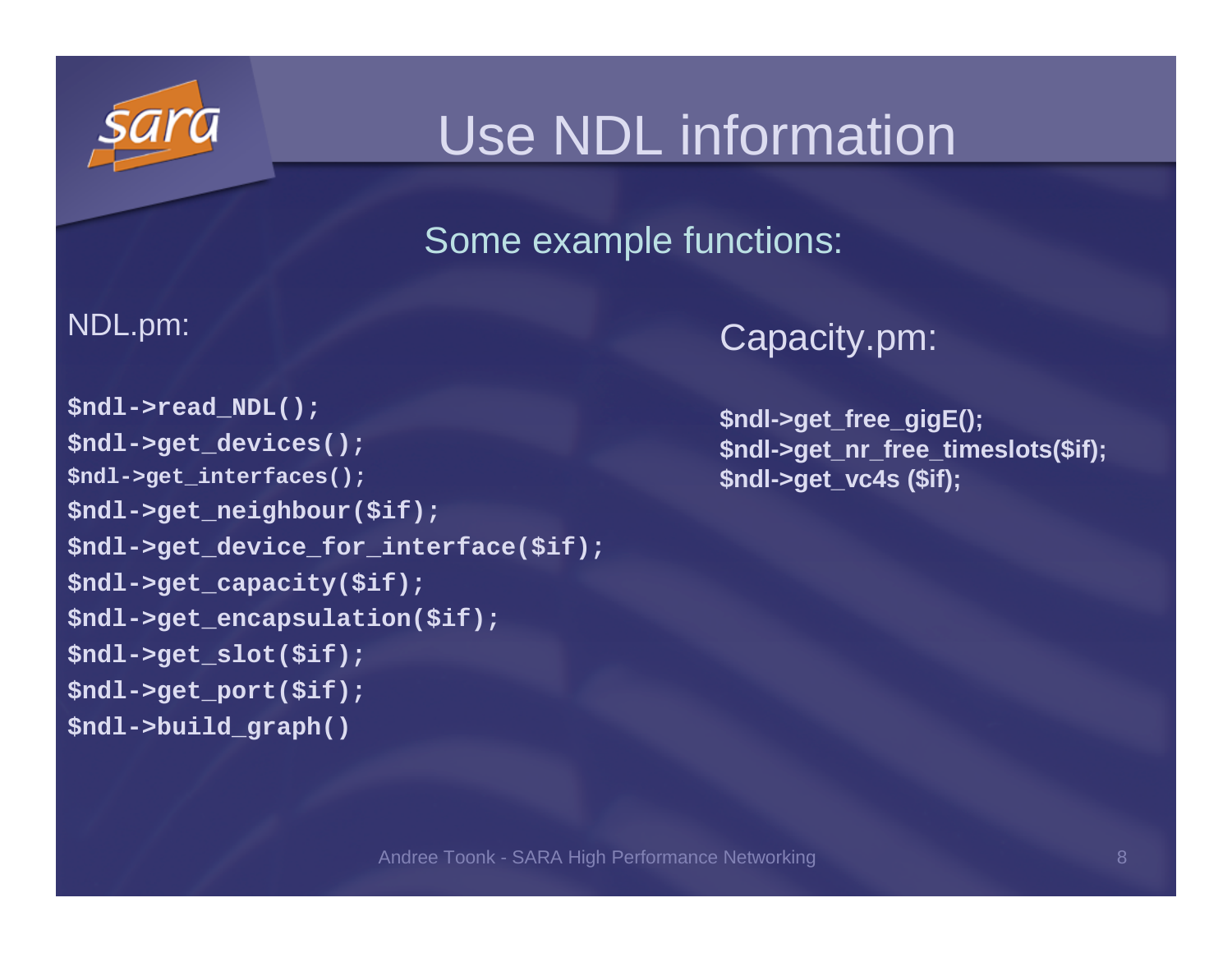# Use NDL information

## Some example functions:

NDL.pm:

```
$ndl->read_NDL();
$ndl->get_devices();
$ndl->get_interfaces();
$ndl->get_neighbour($if);
$ndl->get_device_for_interface($if);
$ndl->get_capacity($if);
$ndl->get_encapsulation($if);
$ndl->get_slot($if);
$ndl->get_port($if);
$ndl->build_graph()
```

Capacity.pm:

```
$ndl->get_free_gigE();
$ndl->get_nr_free_timeslots($if);
$ndl->get_vc4s ($if);
```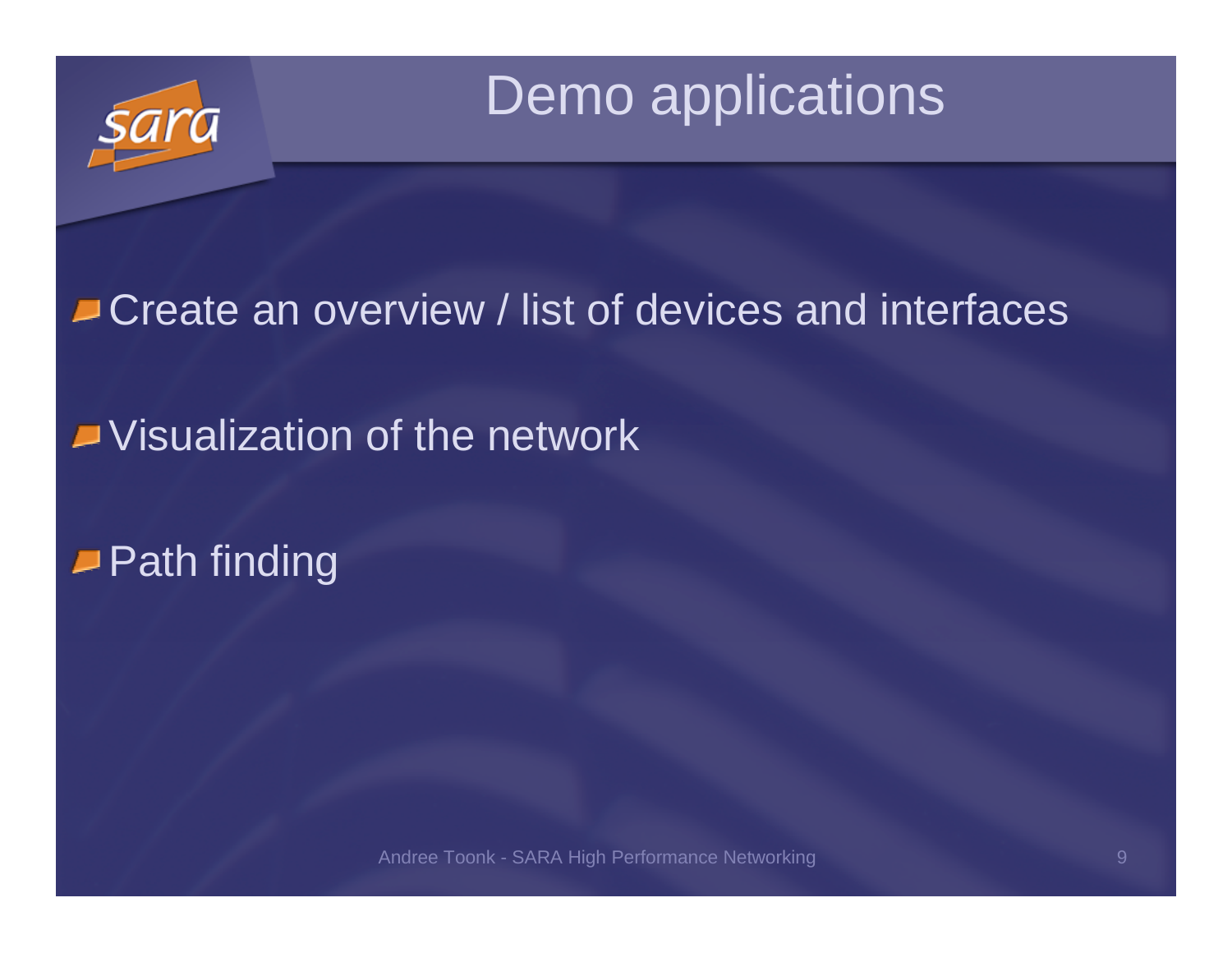# Demo applications

- Create an overview / list of devices and interfaces
- Visualization of the network
- Path finding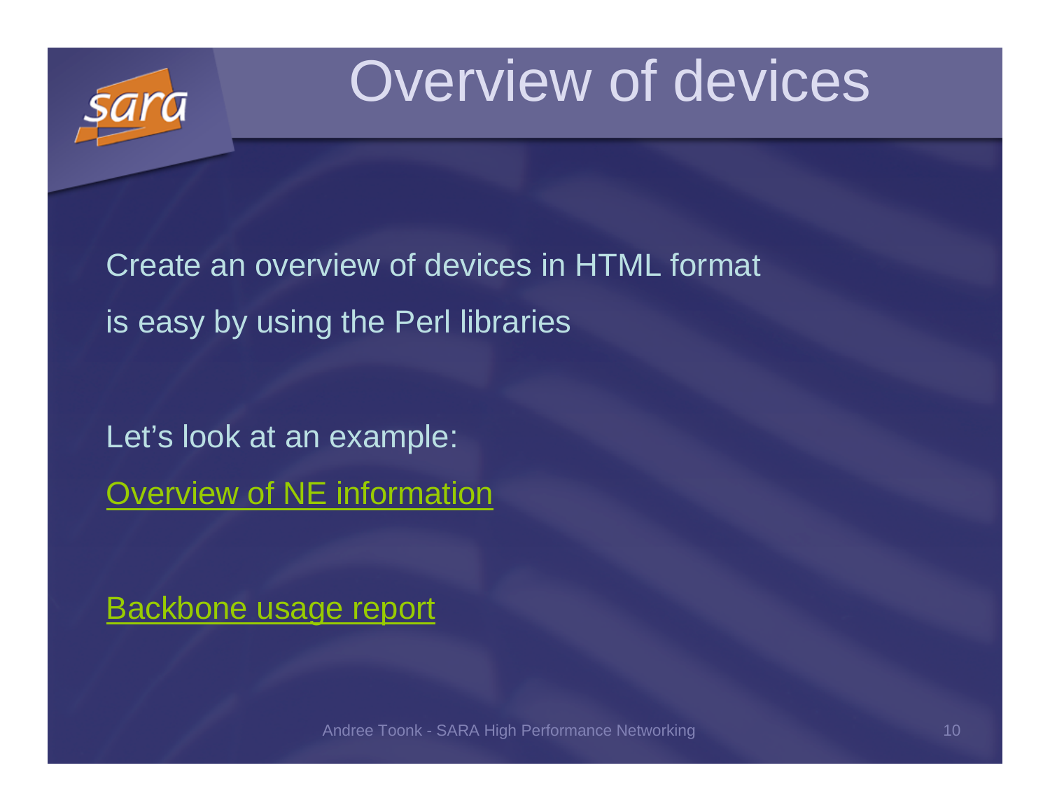# Overview of devices

Create an overview of devices in HTML format

is easy by using the Perl libraries

Let's look at an example:

Overview of NE information

Backbone usage report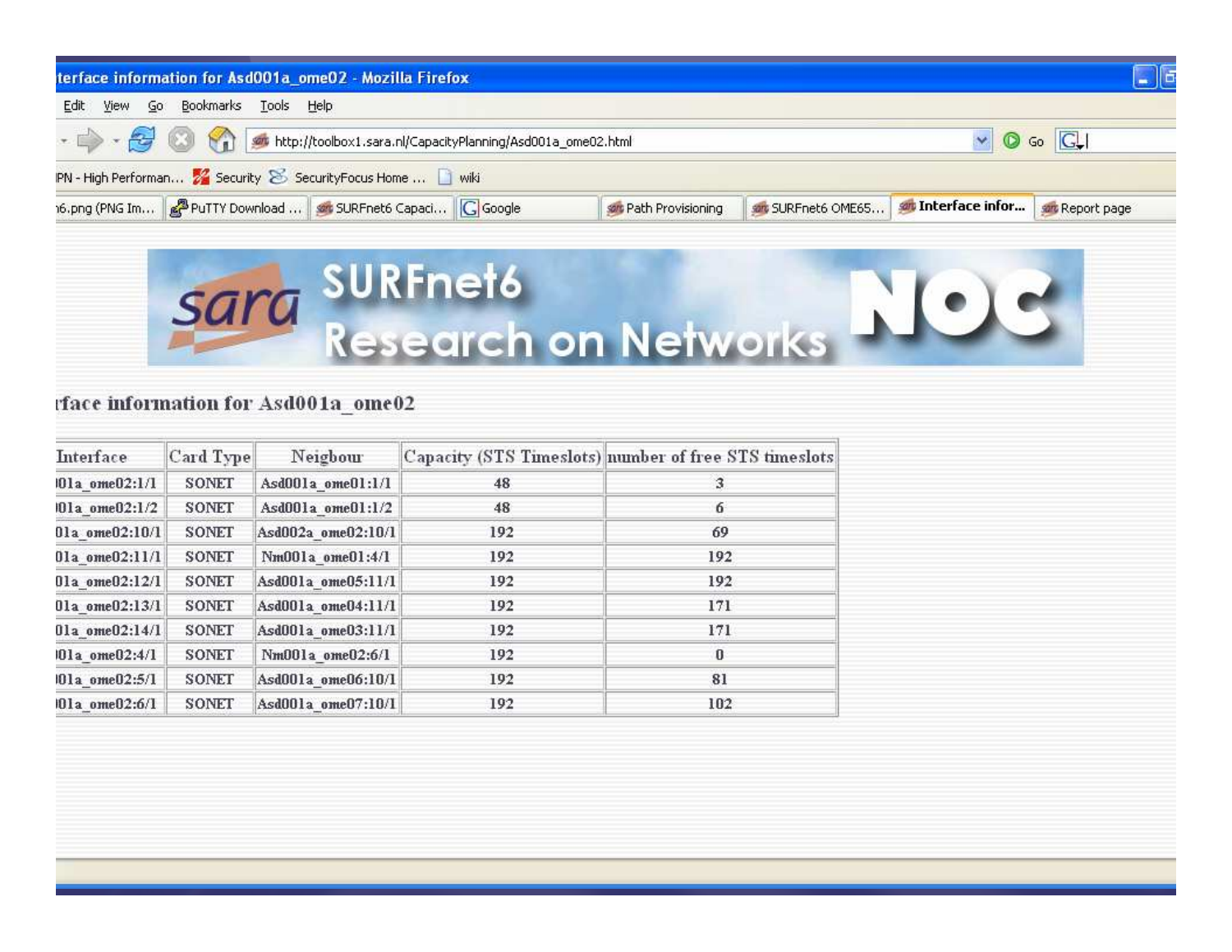rface information for Asd001a_ome02

| Interface | Card Type | Neigbour | Capacity (STS Timeslots) | number of free STS timeslots |
|---|---|---|---|---|
| 01a_ome02:1/1 | SONET | Asd001a_ome01:1/1 | 48 | 3 |
| 01a_ome02:1/2 | SONET | Asd001a_ome01:1/2 | 48 | 6 |
| 01a_ome02:10/1 | SONET | Asd002a_ome02:10/1 | 192 | 69 |
| 01a_ome02:11/1 | SONET | Nm001a_ome01:4/1 | 192 | 192 |
| 01a_ome02:12/1 | SONET | Asd001a_ome05:11/1 | 192 | 192 |
| 01a_ome02:13/1 | SONET | Asd001a_ome04:11/1 | 192 | 171 |
| 01a_ome02:14/1 | SONET | Asd001a_ome03:11/1 | 192 | 171 |
| 01a_ome02:4/1 | SONET | Nm001a_ome02:6/1 | 192 | 0 |
| 01a_ome02:5/1 | SONET | Asd001a_ome06:10/1 | 192 | 81 |
| 01a_ome02:6/1 | SONET | Asd001a_ome07:10/1 | 192 | 102 |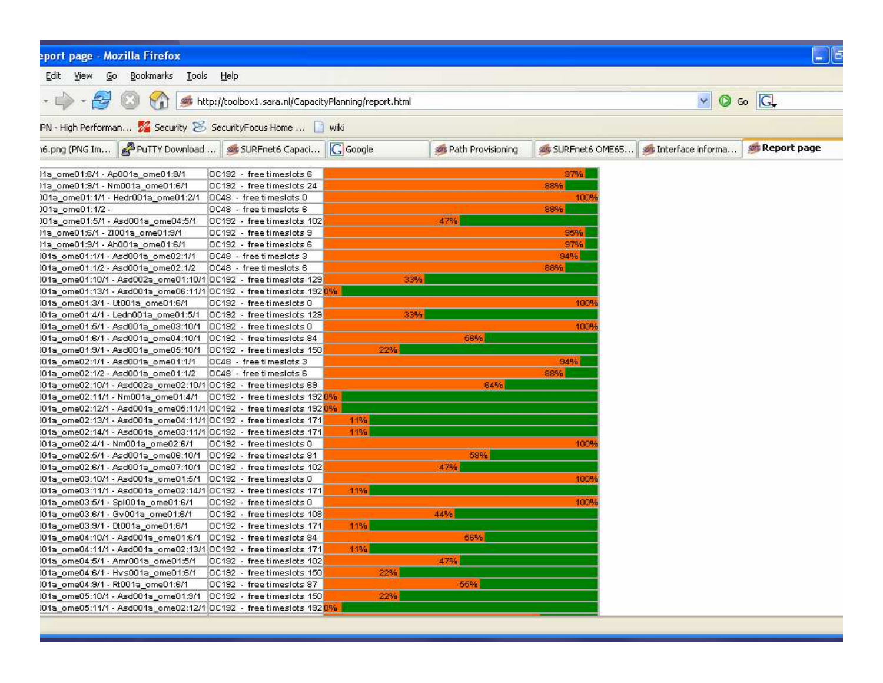eport page - Mozilla Firefox

Edit View Go Bookmarks Tools Help

http://toolbox1.sara.nl/CapacityPlanning/report.html

| Link | Capacity | Utilization |
|---|---|---|
| )1a_ome01:6/1 - Ap001a_ome01:9/1 | OC192 - free timeslots 6 | 97% |
| )1a_ome01:9/1 - Nm001a_ome01:6/1 | OC192 - free timeslots 24 | 88% |
| )01a_ome01:1/1 - Hedr001a_ome01:2/1 | OC48 - free timeslots 0 | 100% |
| )01a_ome01:1/2 - | OC48 - free timeslots 6 | 88% |
| )01a_ome01:5/1 - Asd001a_ome04:5/1 | OC192 - free timeslots 102 | 47% |
| )1a_ome01:6/1 - Zl001a_ome01:9/1 | OC192 - free timeslots 9 | 95% |
| )1a_ome01:9/1 - Ah001a_ome01:6/1 | OC192 - free timeslots 6 | 97% |
| )01a_ome01:1/1 - Asd001a_ome02:1/1 | OC48 - free timeslots 3 | 94% |
| )01a_ome01:1/2 - Asd001a_ome02:1/2 | OC48 - free timeslots 6 | 88% |
| )01a_ome01:10/1 - Asd002a_ome01:10/1 | OC192 - free timeslots 129 | 33% |
| )01a_ome01:13/1 - Asd001a_ome06:11/1 | OC192 - free timeslots 192 | 0% |
| )01a_ome01:3/1 - Ut001a_ome01:6/1 | OC192 - free timeslots 0 | 100% |
| )01a_ome01:4/1 - Ledn001a_ome01:5/1 | OC192 - free timeslots 129 | 33% |
| )01a_ome01:5/1 - Asd001a_ome03:10/1 | OC192 - free timeslots 0 | 100% |
| )01a_ome01:6/1 - Asd001a_ome04:10/1 | OC192 - free timeslots 84 | 56% |
| )01a_ome01:9/1 - Asd001a_ome05:10/1 | OC192 - free timeslots 150 | 22% |
| )01a_ome02:1/1 - Asd001a_ome01:1/1 | OC48 - free timeslots 3 | 94% |
| )01a_ome02:1/2 - Asd001a_ome01:1/2 | OC48 - free timeslots 6 | 88% |
| )01a_ome02:10/1 - Asd002a_ome02:10/1 | OC192 - free timeslots 69 | 64% |
| )01a_ome02:11/1 - Nm001a_ome01:4/1 | OC192 - free timeslots 192 | 0% |
| )01a_ome02:12/1 - Asd001a_ome05:11/1 | OC192 - free timeslots 192 | 0% |
| )01a_ome02:13/1 - Asd001a_ome04:11/1 | OC192 - free timeslots 171 | 11% |
| )01a_ome02:14/1 - Asd001a_ome03:11/1 | OC192 - free timeslots 171 | 11% |
| )01a_ome02:4/1 - Nm001a_ome02:6/1 | OC192 - free timeslots 0 | 100% |
| )01a_ome02:5/1 - Asd001a_ome06:10/1 | OC192 - free timeslots 81 | 58% |
| )01a_ome02:6/1 - Asd001a_ome07:10/1 | OC192 - free timeslots 102 | 47% |
| )01a_ome03:10/1 - Asd001a_ome01:5/1 | OC192 - free timeslots 0 | 100% |
| )01a_ome03:11/1 - Asd001a_ome02:14/1 | OC192 - free timeslots 171 | 11% |
| )01a_ome03:5/1 - Spl001a_ome01:6/1 | OC192 - free timeslots 0 | 100% |
| )01a_ome03:6/1 - Gv001a_ome01:6/1 | OC192 - free timeslots 108 | 44% |
| )01a_ome03:9/1 - Dt001a_ome01:6/1 | OC192 - free timeslots 171 | 11% |
| )01a_ome04:10/1 - Asd001a_ome01:6/1 | OC192 - free timeslots 84 | 56% |
| )01a_ome04:11/1 - Asd001a_ome02:13/1 | OC192 - free timeslots 171 | 11% |
| )01a_ome04:5/1 - Amr001a_ome01:5/1 | OC192 - free timeslots 102 | 47% |
| )01a_ome04:6/1 - Hvs001a_ome01:6/1 | OC192 - free timeslots 150 | 22% |
| )01a_ome04:9/1 - Rt001a_ome01:6/1 | OC192 - free timeslots 87 | 55% |
| )01a_ome05:10/1 - Asd001a_ome01:9/1 | OC192 - free timeslots 150 | 22% |
| )01a_ome05:11/1 - Asd001a_ome02:12/1 | OC192 - free timeslots 192 | 0% |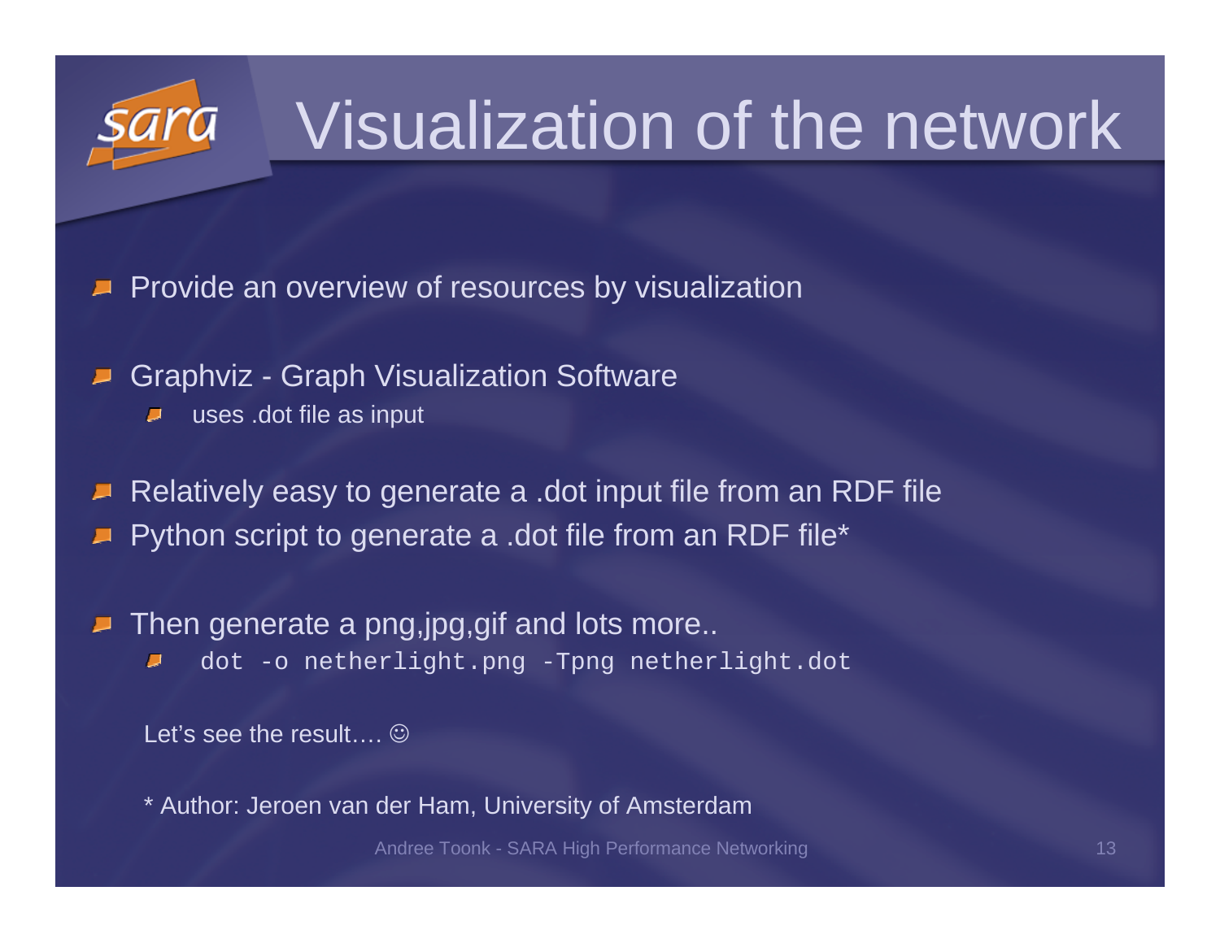# Visualization of the network

- Provide an overview of resources by visualization

- Graphviz - Graph Visualization Software
  - uses .dot file as input

- Relatively easy to generate a .dot input file from an RDF file
- Python script to generate a .dot file from an RDF file*

- Then generate a png,jpg,gif and lots more..
  - `dot -o netherlight.png -Tpng netherlight.dot`

Let’s see the result…. ☺

* Author: Jeroen van der Ham, University of Amsterdam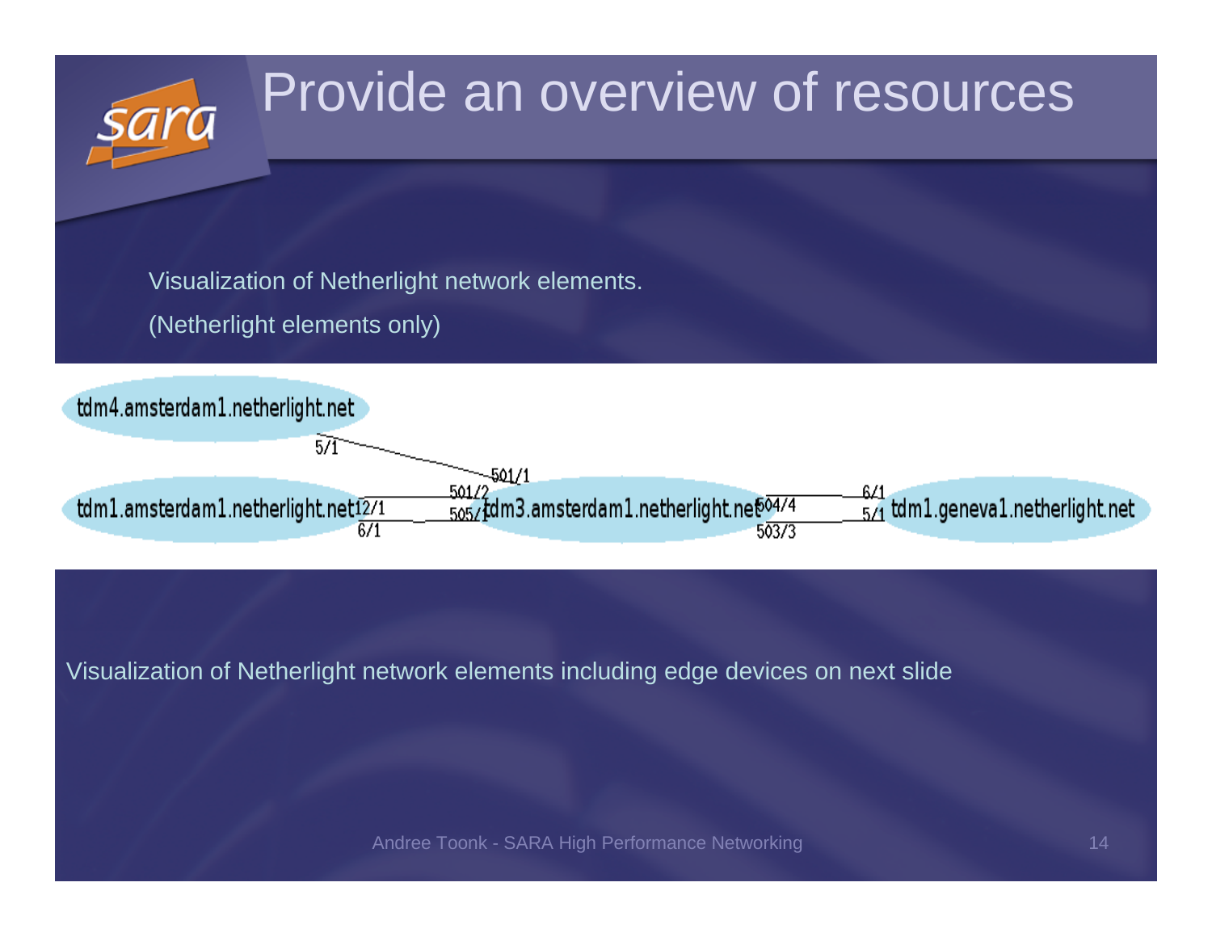# Provide an overview of resources

Visualization of Netherlight network elements.

(Netherlight elements only)

tdm4.amsterdam1.netherlight.net

5/1

501/1

tdm1.amsterdam1.netherlight.net 12/1 6/1

501/2 505/1 tdm3.amsterdam1.netherlight.net 504/4 503/3

6/1 5/1 tdm1.geneva1.netherlight.net

Visualization of Netherlight network elements including edge devices on next slide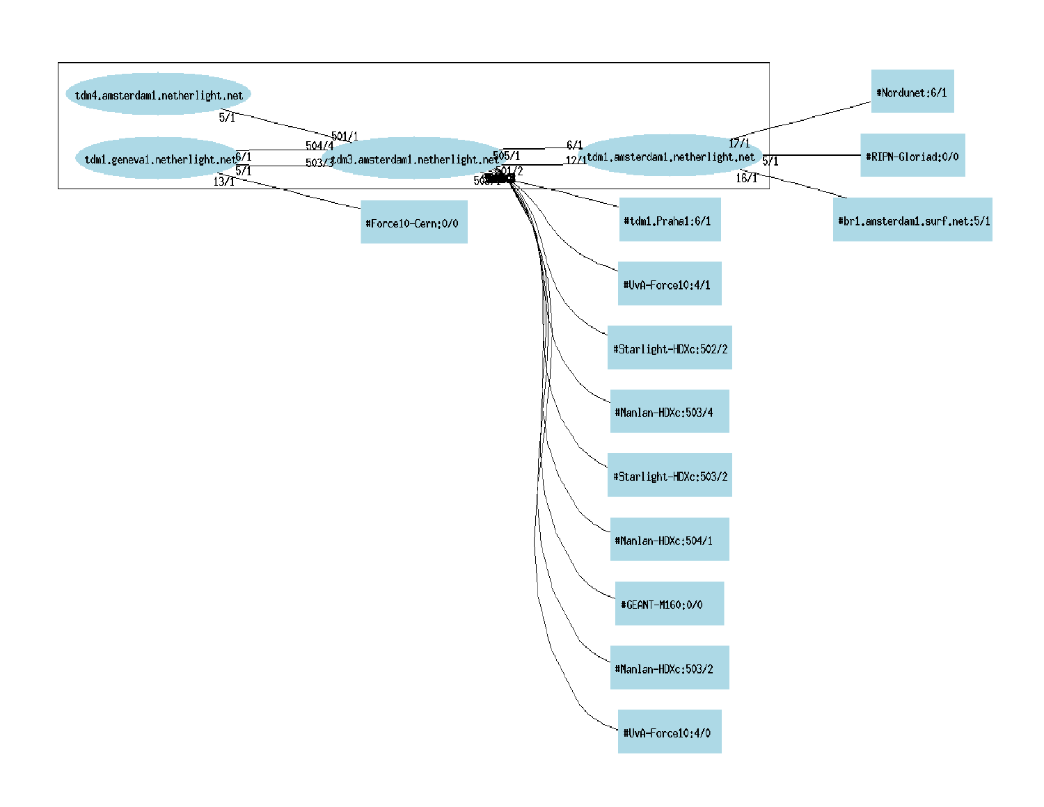tdm4.amsterdam1.netherlight.net

tdm1.geneva1.netherlight.net

tdm3.amsterdam1.netherlight.net

tdm1.amsterdam1.netherlight.net

5/1

501/1

6/1

504/4

5/1

503/3

13/1

505/1

6/1

12/1

501/2

503/1

17/1

5/1

16/1

#Nordunet:6/1

#RIPN-Gloriad:0/0

#br1.amsterdam1.surf.net:5/1

#Force10-Cern:0/0

#tdm1.Praha1:6/1

#UvA-Force10:4/1

#Starlight-HDXc:502/2

#Manlan-HDXc:503/4

#Starlight-HDXc:503/2

#Manlan-HDXc:504/1

#GEANT-M160:0/0

#Manlan-HDXc:503/2

#UvA-Force10:4/0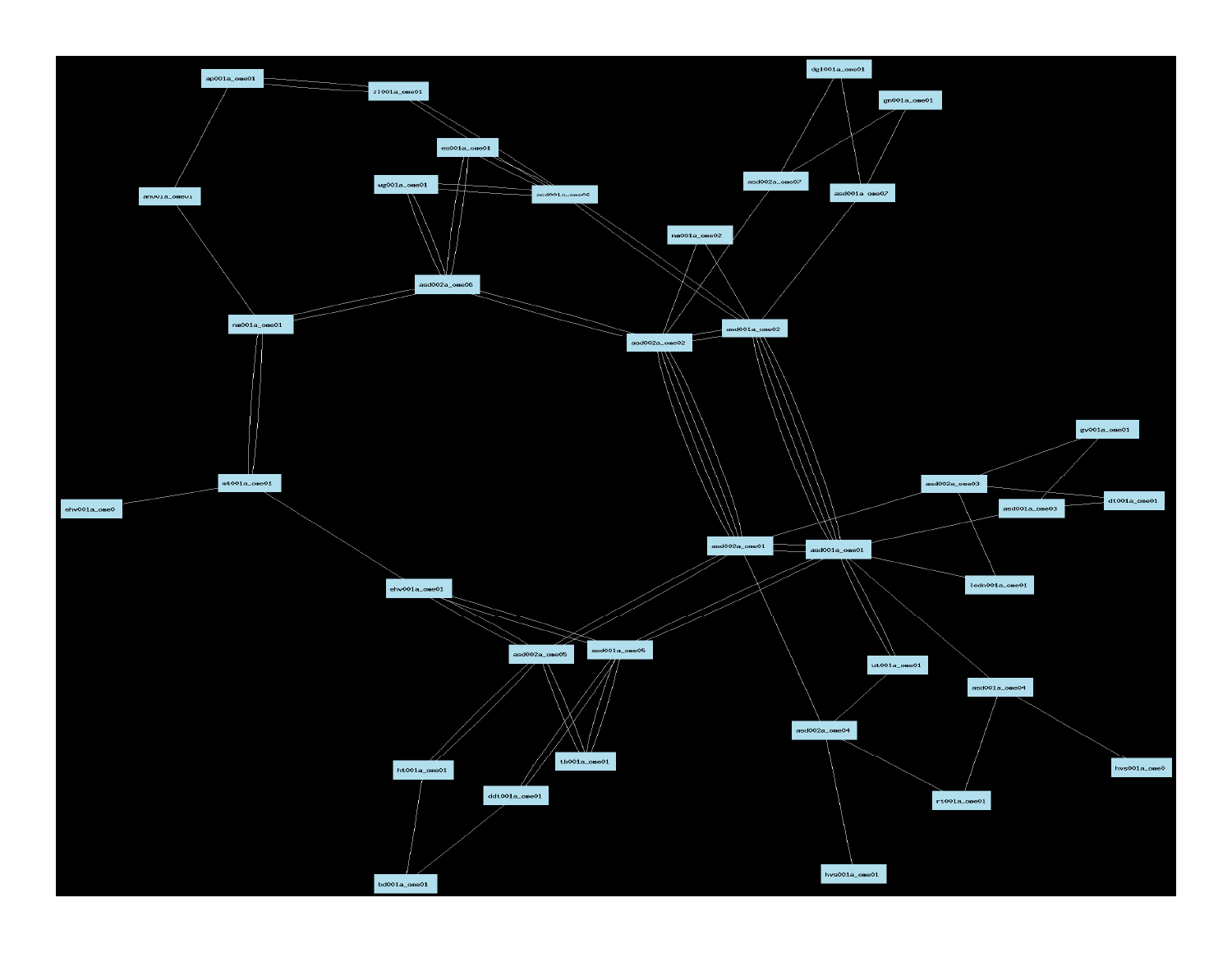ap001a_ome01

zl001a_ome01

es001a_ome01

wg001a_ome01

asd001a_ome06

amv01a_ome01

dgl001a_ome01

gn001a_ome01

asd002a_ome07

asd001a_ome07

nm001a_ome02

asd002a_ome06

nm001a_ome01

asd002a_ome02

asd001a_ome02

gv001a_ome01

asd002a_ome03

dt001a_ome01

asd001a_ome03

mt001a_ome01

ehv001a_ome0

asd002a_ome01

asd001a_ome01

ledn001a_ome01

ehv001a_ome01

asd002a_ome05

asd001a_ome05

ut001a_ome01

asd001a_ome04

asd002a_ome04

hvs001a_ome0

ht001a_ome01

tb001a_ome01

ddt001a_ome01

rt001a_ome01

bd001a_ome01

hvs001a_ome01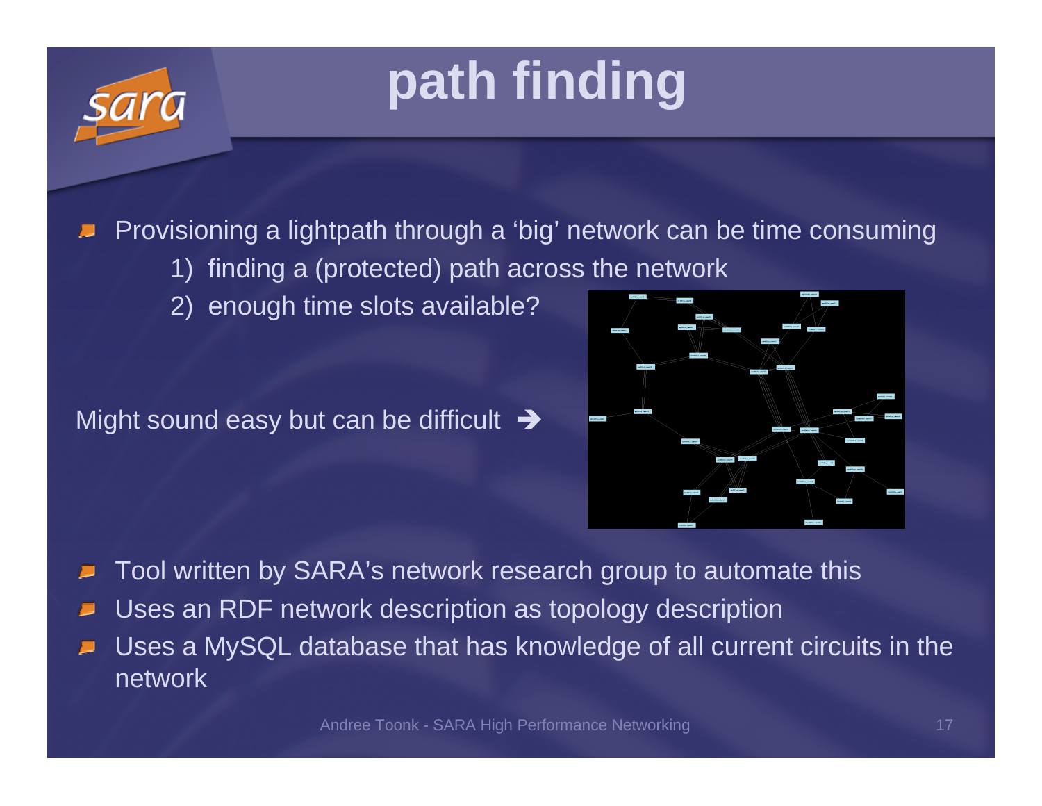# path finding

- Provisioning a lightpath through a 'big' network can be time consuming
    1) finding a (protected) path across the network
    2) enough time slots available?

Might sound easy but can be difficult ➔

- Tool written by SARA's network research group to automate this
- Uses an RDF network description as topology description
- Uses a MySQL database that has knowledge of all current circuits in the network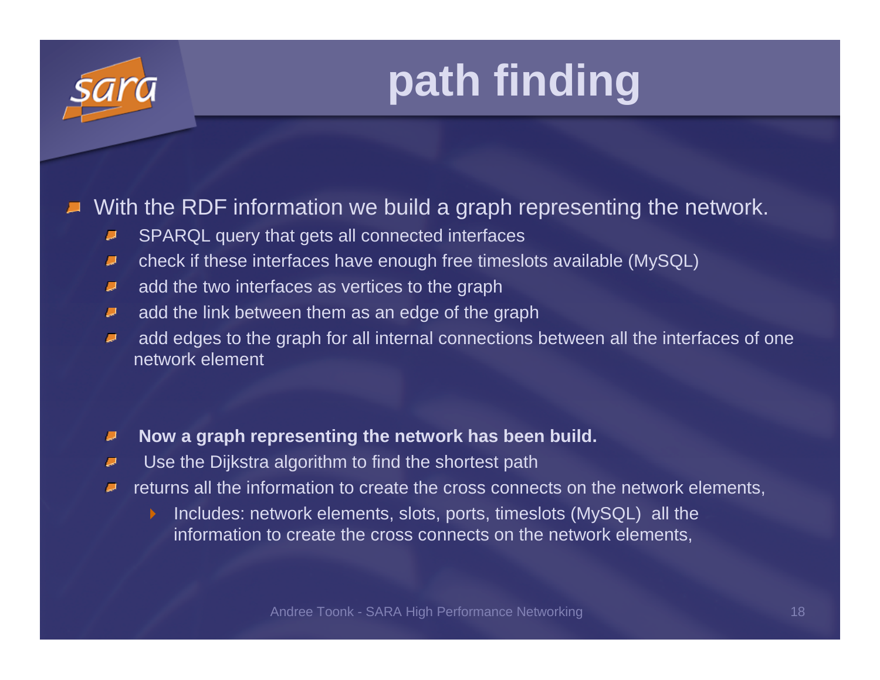# path finding

- With the RDF information we build a graph representing the network.
  - SPARQL query that gets all connected interfaces
  - check if these interfaces have enough free timeslots available (MySQL)
  - add the two interfaces as vertices to the graph
  - add the link between them as an edge of the graph
  - add edges to the graph for all internal connections between all the interfaces of one network element

  - **Now a graph representing the network has been build.**
  - Use the Dijkstra algorithm to find the shortest path
  - returns all the information to create the cross connects on the network elements,
    - Includes: network elements, slots, ports, timeslots (MySQL) all the information to create the cross connects on the network elements,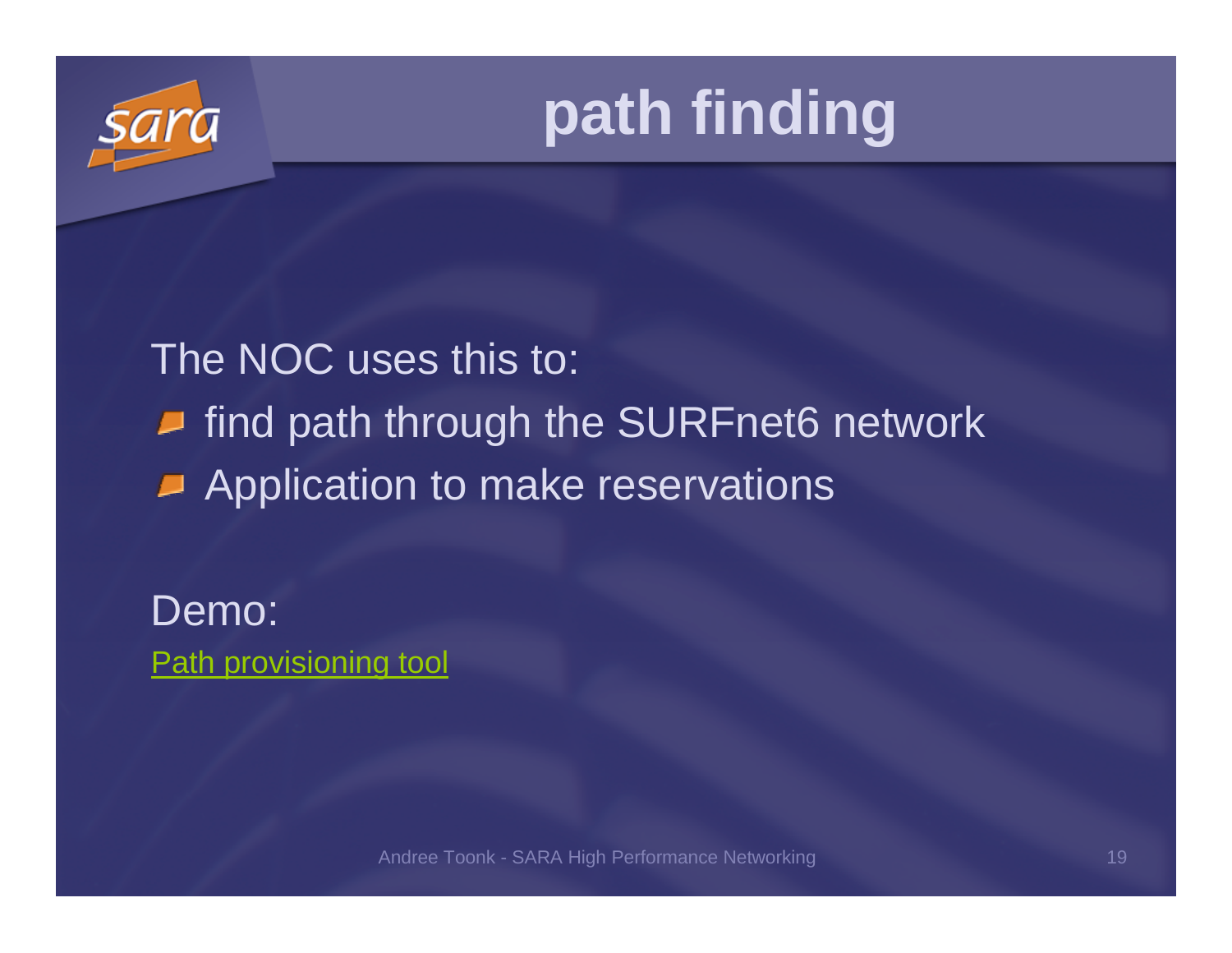# path finding

The NOC uses this to:

- find path through the SURFnet6 network
- Application to make reservations

Demo:

Path provisioning tool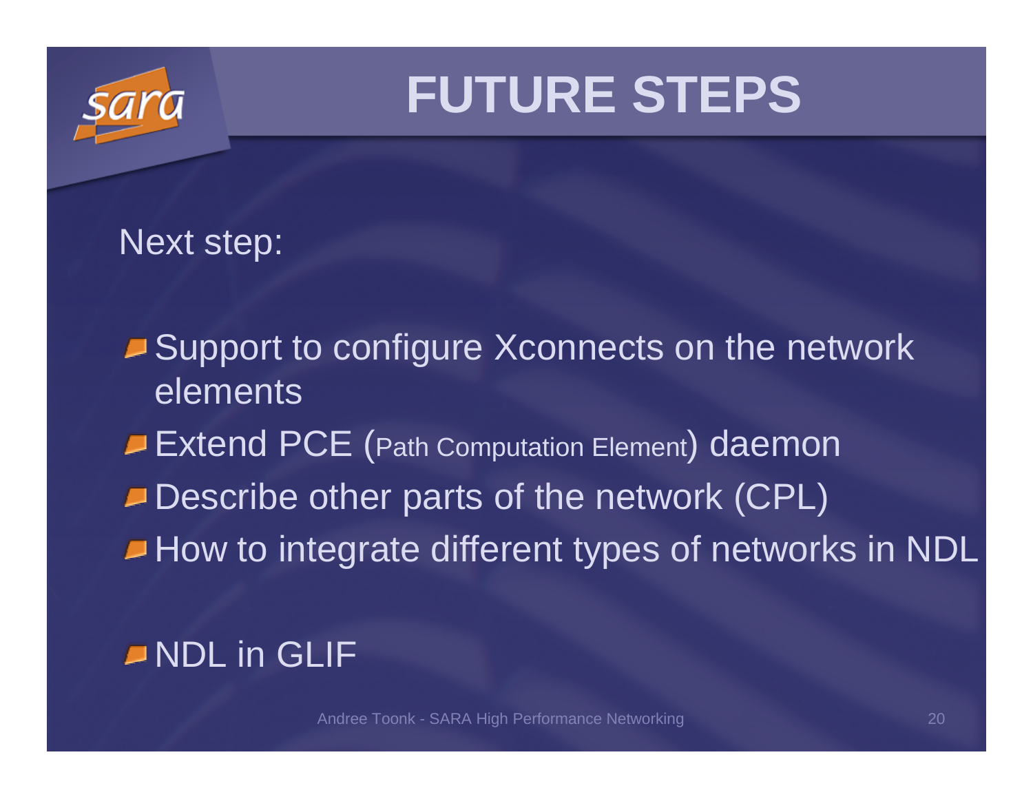# FUTURE STEPS

Next step:

- Support to configure Xconnects on the network elements
- Extend PCE (Path Computation Element) daemon
- Describe other parts of the network (CPL)
- How to integrate different types of networks in NDL

- NDL in GLIF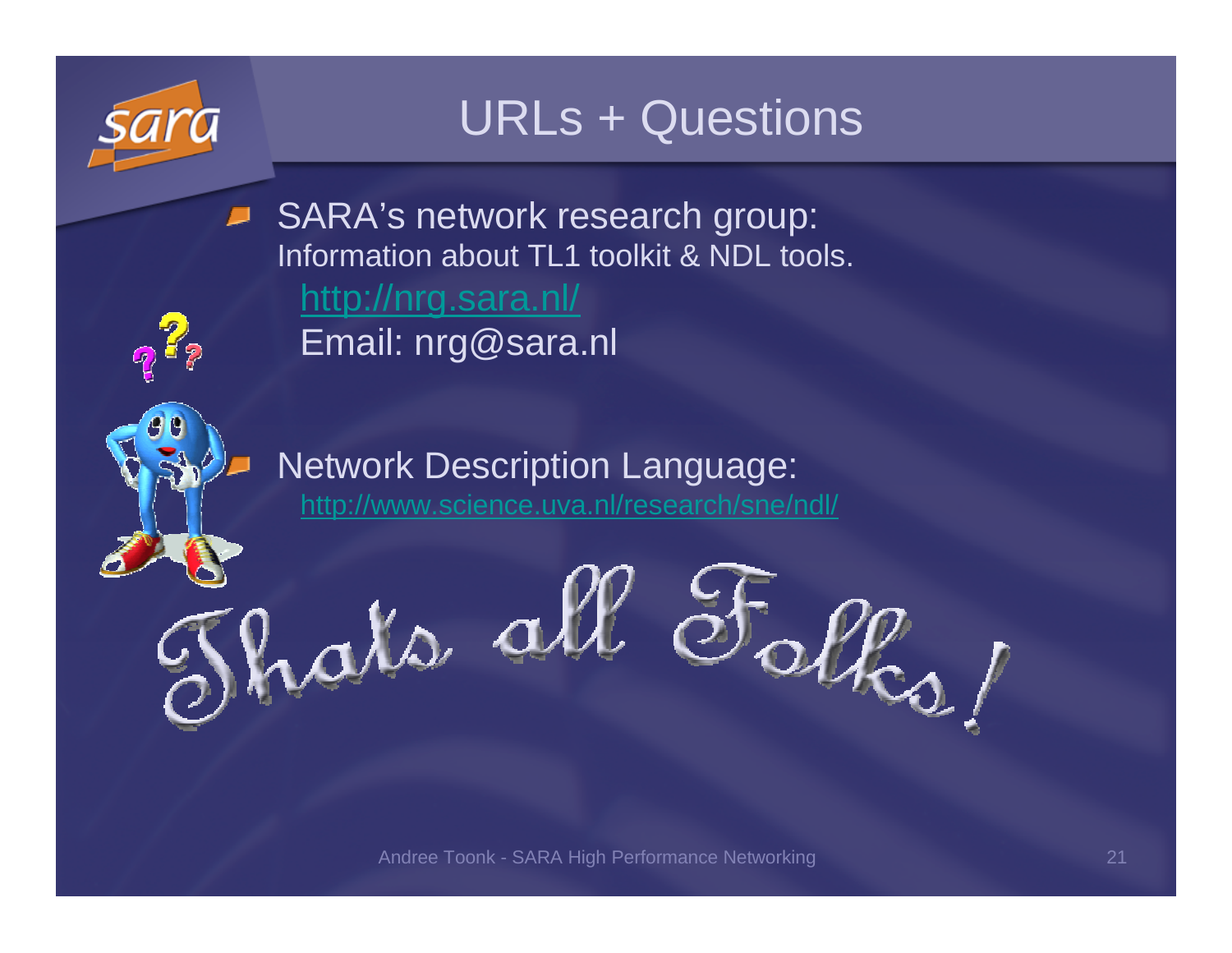# URLs + Questions

- SARA's network research group:
  Information about TL1 toolkit & NDL tools.
  http://nrg.sara.nl/
  Email: nrg@sara.nl

- Network Description Language:
  http://www.science.uva.nl/research/sne/ndl/

Thats all Folks!